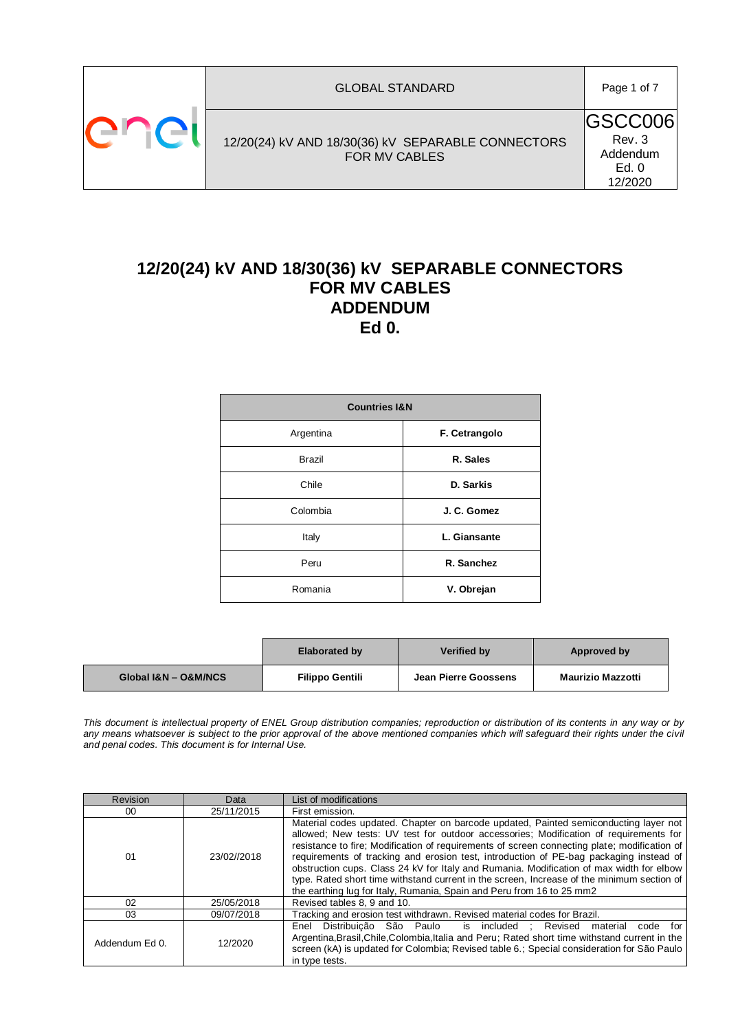| GLOBAL STANDARD | |
|---|---|
| 12/20(24) kV AND 18/30(36) kV SEPARABLE CONNECTORS FOR MV CABLES | GSCC006 Rev. 3 Addendum Ed. 0 12/2020 |

# 12/20(24) kV AND 18/30(36) kV SEPARABLE CONNECTORS FOR MV CABLES ADDENDUM Ed 0.

| Countries I&N | |
|---|---|
| Argentina | **F. Cetrangolo** |
| Brazil | **R. Sales** |
| Chile | **D. Sarkis** |
| Colombia | **J. C. Gomez** |
| Italy | **L. Giansante** |
| Peru | **R. Sanchez** |
| Romania | **V. Obrejan** |

| | Elaborated by | Verified by | Approved by |
|---|---|---|---|
| **Global I&N – O&M/NCS** | **Filippo Gentili** | **Jean Pierre Goossens** | **Maurizio Mazzotti** |

*This document is intellectual property of ENEL Group distribution companies; reproduction or distribution of its contents in any way or by any means whatsoever is subject to the prior approval of the above mentioned companies which will safeguard their rights under the civil and penal codes. This document is for Internal Use.*

| Revision | Data | List of modifications |
|---|---|---|
| 00 | 25/11/2015 | First emission. |
| 01 | 23/02//2018 | Material codes updated. Chapter on barcode updated, Painted semiconducting layer not allowed; New tests: UV test for outdoor accessories; Modification of requirements for resistance to fire; Modification of requirements of screen connecting plate; modification of requirements of tracking and erosion test, introduction of PE-bag packaging instead of obstruction cups. Class 24 kV for Italy and Rumania. Modification of max width for elbow type. Rated short time withstand current in the screen, Increase of the minimum section of the earthing lug for Italy, Rumania, Spain and Peru from 16 to 25 mm2 |
| 02 | 25/05/2018 | Revised tables 8, 9 and 10. |
| 03 | 09/07/2018 | Tracking and erosion test withdrawn. Revised material codes for Brazil. |
| Addendum Ed 0. | 12/2020 | Enel Distribuição São Paulo is included ; Revised material code for Argentina,Brasil,Chile,Colombia,Italia and Peru; Rated short time withstand current in the screen (kA) is updated for Colombia; Revised table 6.; Special consideration for São Paulo in type tests. |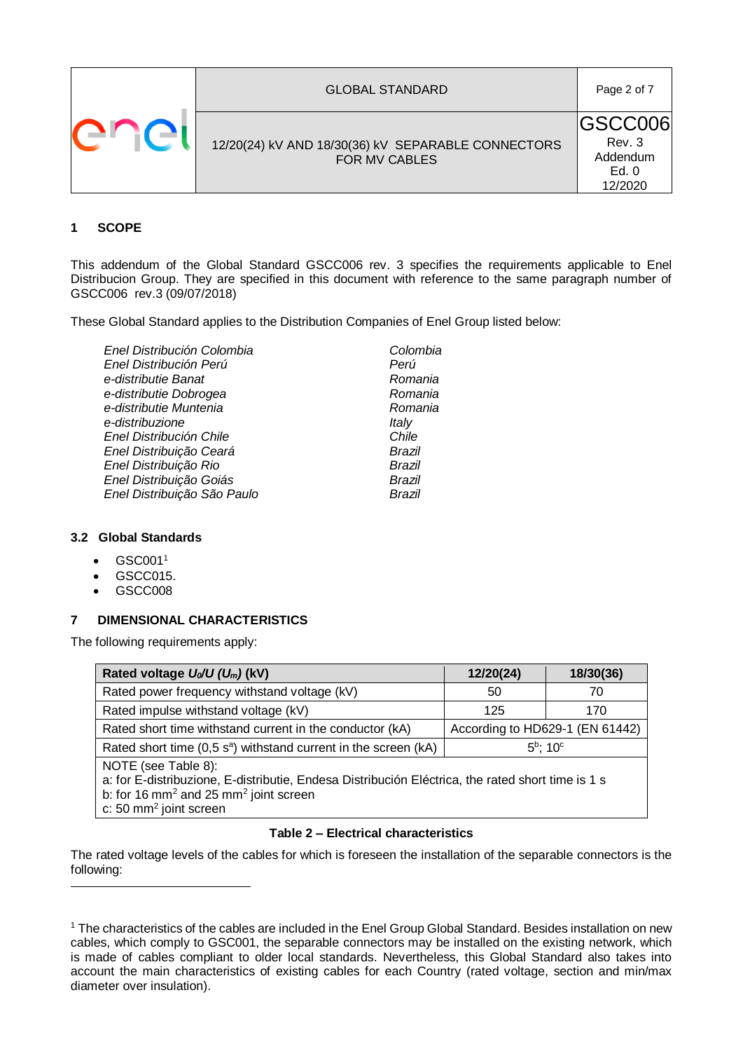## 1 SCOPE

This addendum of the Global Standard GSCC006 rev. 3 specifies the requirements applicable to Enel Distribucion Group. They are specified in this document with reference to the same paragraph number of GSCC006 rev.3 (09/07/2018)

These Global Standard applies to the Distribution Companies of Enel Group listed below:

| | |
|---|---|
| *Enel Distribución Colombia* | *Colombia* |
| *Enel Distribución Perú* | *Perú* |
| *e-distributie Banat* | *Romania* |
| *e-distributie Dobrogea* | *Romania* |
| *e-distributie Muntenia* | *Romania* |
| *e-distribuzione* | *Italy* |
| *Enel Distribución Chile* | *Chile* |
| *Enel Distribuição Ceará* | *Brazil* |
| *Enel Distribuição Rio* | *Brazil* |
| *Enel Distribuição Goiás* | *Brazil* |
| *Enel Distribuição São Paulo* | *Brazil* |

### 3.2 Global Standards

- GSC001[1]
- GSCC015.
- GSCC008

## 7 DIMENSIONAL CHARACTERISTICS

The following requirements apply:

| **Rated voltage $U_0/U$ ($U_m$) (kV)** | **12/20(24)** | **18/30(36)** |
|---|---|---|
| Rated power frequency withstand voltage (kV) | 50 | 70 |
| Rated impulse withstand voltage (kV) | 125 | 170 |
| Rated short time withstand current in the conductor (kA) | According to HD629-1 (EN 61442) | |
| Rated short time (0,5 s[a]) withstand current in the screen (kA) | 5[b]; 10[c] | |
| NOTE (see Table 8):<br>a: for E-distribuzione, E-distributie, Endesa Distribución Eléctrica, the rated short time is 1 s<br>b: for 16 mm² and 25 mm² joint screen<br>c: 50 mm² joint screen | | |

**Table 2 – Electrical characteristics**

The rated voltage levels of the cables for which is foreseen the installation of the separable connectors is the following:

[1] The characteristics of the cables are included in the Enel Group Global Standard. Besides installation on new cables, which comply to GSC001, the separable connectors may be installed on the existing network, which is made of cables compliant to older local standards. Nevertheless, this Global Standard also takes into account the main characteristics of existing cables for each Country (rated voltage, section and min/max diameter over insulation).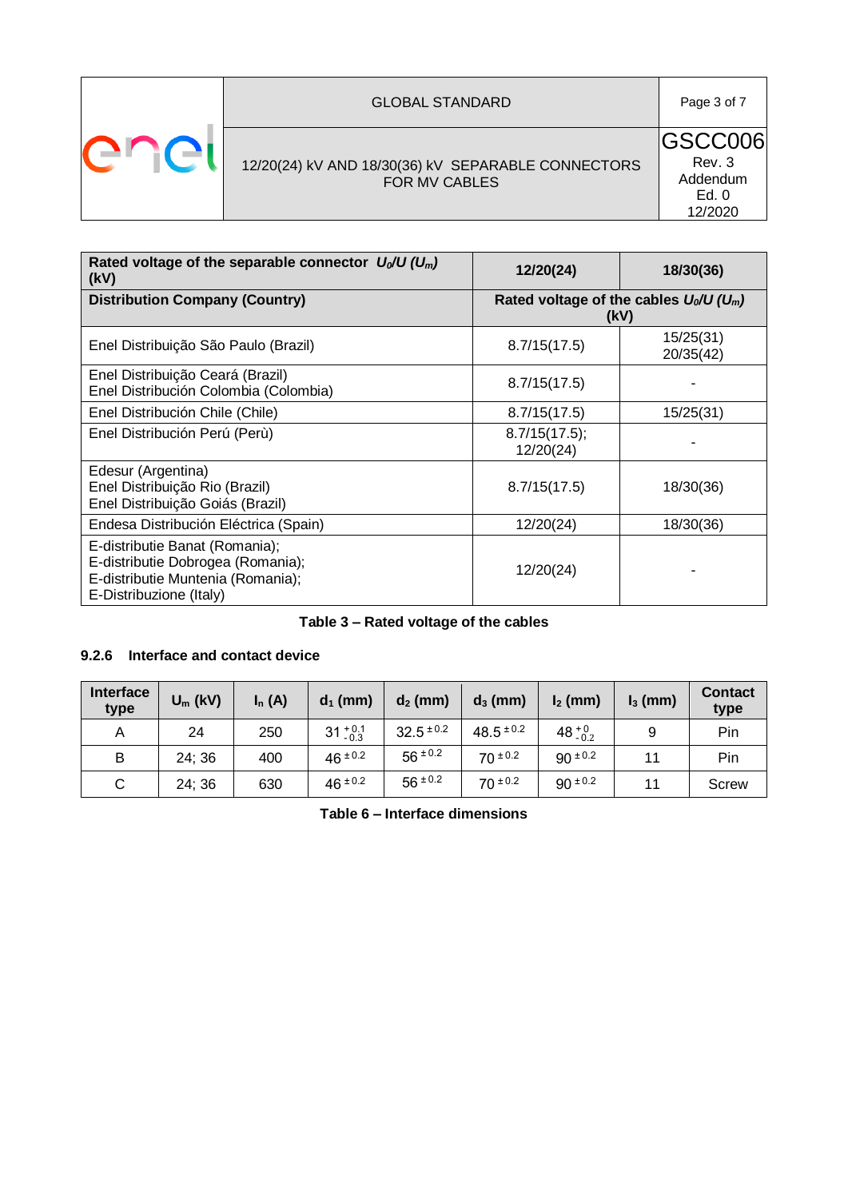| Rated voltage of the separable connector $U_0/U$ ($U_m$) (kV) | 12/20(24) | 18/30(36) |
|---|---|---|
| **Distribution Company (Country)** | **Rated voltage of the cables $U_0/U$ ($U_m$) (kV)** | |
| Enel Distribuição São Paulo (Brazil) | 8.7/15(17.5) | 15/25(31)<br>20/35(42) |
| Enel Distribuição Ceará (Brazil)<br>Enel Distribución Colombia (Colombia) | 8.7/15(17.5) | - |
| Enel Distribución Chile (Chile) | 8.7/15(17.5) | 15/25(31) |
| Enel Distribución Perú (Perù) | 8.7/15(17.5);<br>12/20(24) | - |
| Edesur (Argentina)<br>Enel Distribuição Rio (Brazil)<br>Enel Distribuição Goiás (Brazil) | 8.7/15(17.5) | 18/30(36) |
| Endesa Distribución Eléctrica (Spain) | 12/20(24) | 18/30(36) |
| E-distributie Banat (Romania);<br>E-distributie Dobrogea (Romania);<br>E-distributie Muntenia (Romania);<br>E-Distribuzione (Italy) | 12/20(24) | - |

**Table 3 – Rated voltage of the cables**

### 9.2.6 Interface and contact device

| Interface type | $U_m$ (kV) | $I_n$ (A) | $d_1$ (mm) | $d_2$ (mm) | $d_3$ (mm) | $l_2$ (mm) | $l_3$ (mm) | Contact type |
|---|---|---|---|---|---|---|---|---|
| A | 24 | 250 | $31^{+0.1}_{-0.3}$ | $32.5^{\pm 0.2}$ | $48.5^{\pm 0.2}$ | $48^{+0}_{-0.2}$ | 9 | Pin |
| B | 24; 36 | 400 | $46^{\pm 0.2}$ | $56^{\pm 0.2}$ | $70^{\pm 0.2}$ | $90^{\pm 0.2}$ | 11 | Pin |
| C | 24; 36 | 630 | $46^{\pm 0.2}$ | $56^{\pm 0.2}$ | $70^{\pm 0.2}$ | $90^{\pm 0.2}$ | 11 | Screw |

**Table 6 – Interface dimensions**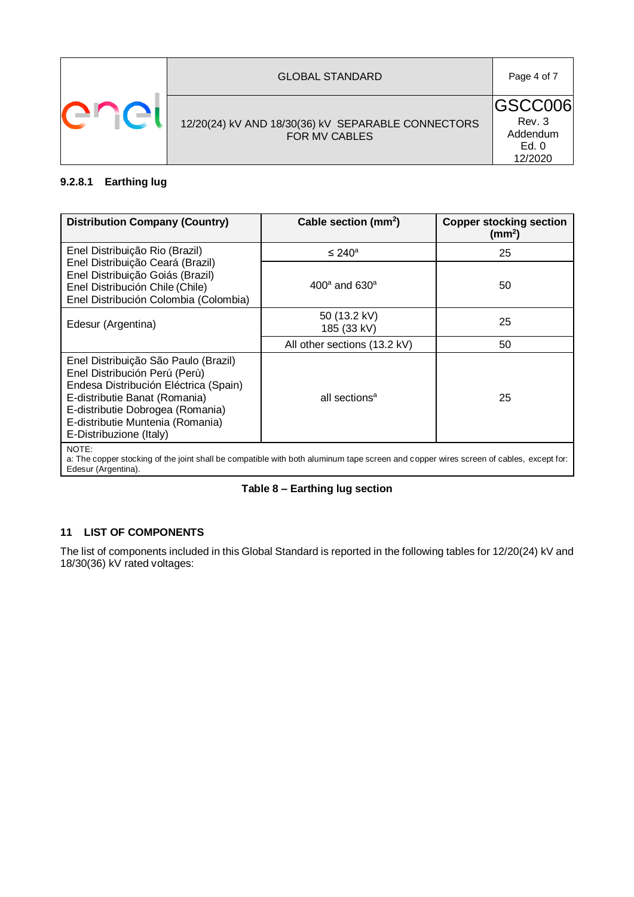#### 9.2.8.1 Earthing lug

| Distribution Company (Country) | Cable section ($mm^2$) | Copper stocking section ($mm^2$) |
|---|---|---|
| Enel Distribuição Rio (Brazil)<br>Enel Distribuição Ceará (Brazil)<br>Enel Distribuição Goiás (Brazil)<br>Enel Distribución Chile (Chile)<br>Enel Distribución Colombia (Colombia) | ≤ 240[a] | 25 |
| | 400[a] and 630[a] | 50 |
| Edesur (Argentina) | 50 (13.2 kV)<br>185 (33 kV) | 25 |
| | All other sections (13.2 kV) | 50 |
| Enel Distribuição São Paulo (Brazil)<br>Enel Distribución Perú (Perù)<br>Endesa Distribución Eléctrica (Spain)<br>E-distributie Banat (Romania)<br>E-distributie Dobrogea (Romania)<br>E-distributie Muntenia (Romania)<br>E-Distribuzione (Italy) | all sections[a] | 25 |

NOTE:
a: The copper stocking of the joint shall be compatible with both aluminum tape screen and copper wires screen of cables, except for: Edesur (Argentina).

**Table 8 – Earthing lug section**

## 11 LIST OF COMPONENTS

The list of components included in this Global Standard is reported in the following tables for 12/20(24) kV and 18/30(36) kV rated voltages: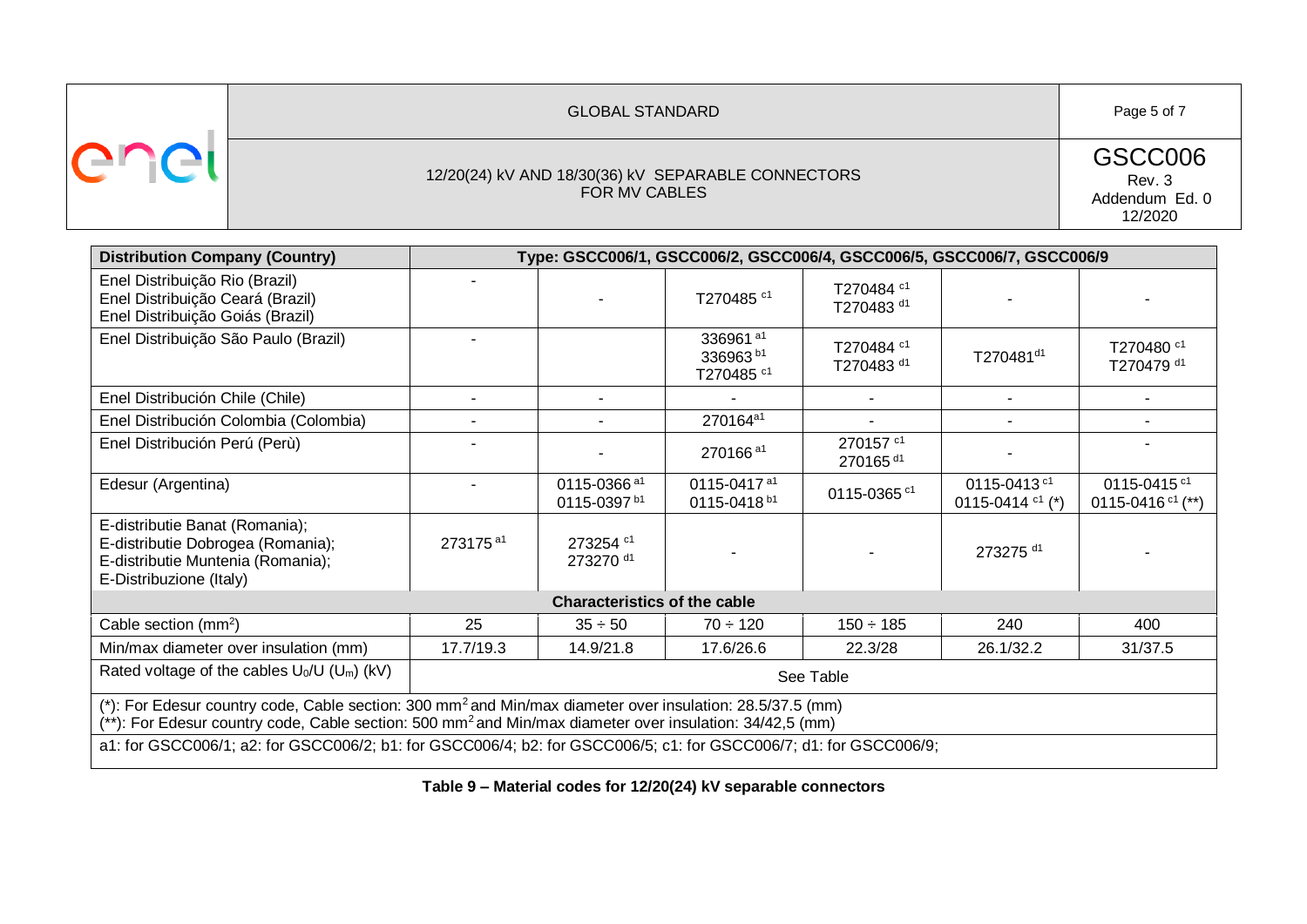| Distribution Company (Country) | Type: GSCC006/1, GSCC006/2, GSCC006/4, GSCC006/5, GSCC006/7, GSCC006/9 | | | | | |
|---|---|---|---|---|---|---|
| Enel Distribuição Rio (Brazil)<br>Enel Distribuição Ceará (Brazil)<br>Enel Distribuição Goiás (Brazil) | - | - | T270485 [c1] | T270484 [c1]<br>T270483 [d1] | - | - |
| Enel Distribuição São Paulo (Brazil) | - | | 336961 [a1]<br>336963 [b1]<br>T270485 [c1] | T270484 [c1]<br>T270483 [d1] | T270481[d1] | T270480 [c1]<br>T270479 [d1] |
| Enel Distribución Chile (Chile) | - | - | - | - | - | - |
| Enel Distribución Colombia (Colombia) | - | - | 270164[a1] | - | - | - |
| Enel Distribución Perú (Perù) | - | - | 270166 [a1] | 270157 [c1]<br>270165 [d1] | - | - |
| Edesur (Argentina) | - | 0115-0366 [a1]<br>0115-0397 [b1] | 0115-0417 [a1]<br>0115-0418 [b1] | 0115-0365 [c1] | 0115-0413 [c1]<br>0115-0414 [c1] (*) | 0115-0415 [c1]<br>0115-0416 [c1] (**) |
| E-distributie Banat (Romania);<br>E-distributie Dobrogea (Romania);<br>E-distributie Muntenia (Romania);<br>E-Distribuzione (Italy) | 273175 [a1] | 273254 [c1]<br>273270 [d1] | - | - | 273275 [d1] | - |
| **Characteristics of the cable** | | | | | | |
| Cable section ($mm^2$) | 25 | 35 ÷ 50 | 70 ÷ 120 | 150 ÷ 185 | 240 | 400 |
| Min/max diameter over insulation (mm) | 17.7/19.3 | 14.9/21.8 | 17.6/26.6 | 22.3/28 | 26.1/32.2 | 31/37.5 |
| Rated voltage of the cables $U_0/U$ ($U_m$) (kV) | See Table | | | | | |

(*): For Edesur country code, Cable section: 300 $mm^2$ and Min/max diameter over insulation: 28.5/37.5 (mm)
(**): For Edesur country code, Cable section: 500 $mm^2$ and Min/max diameter over insulation: 34/42,5 (mm)

a1: for GSCC006/1; a2: for GSCC006/2; b1: for GSCC006/4; b2: for GSCC006/5; c1: for GSCC006/7; d1: for GSCC006/9;

**Table 9 – Material codes for 12/20(24) kV separable connectors**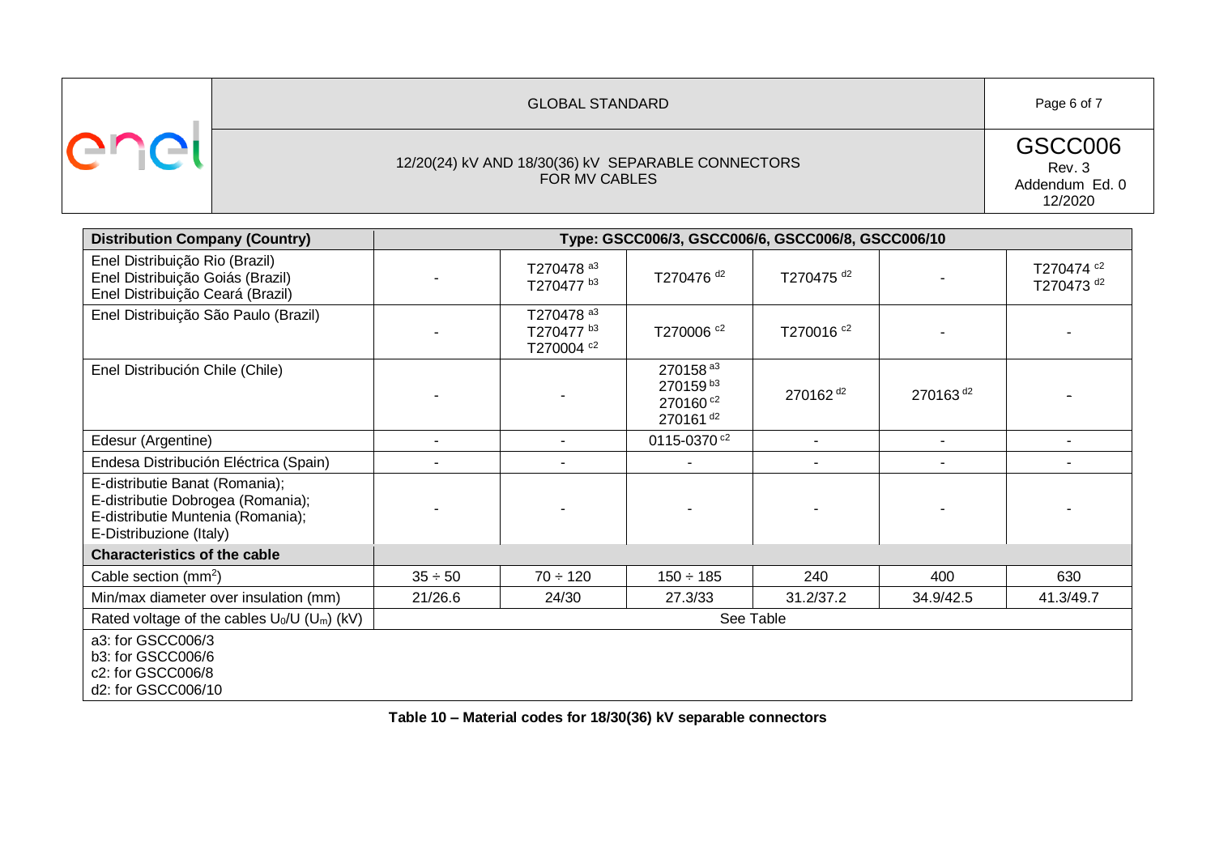| Distribution Company (Country) | Type: GSCC006/3, GSCC006/6, GSCC006/8, GSCC006/10 | | | | | |
|---|---|---|---|---|---|---|
| Enel Distribuição Rio (Brazil)<br>Enel Distribuição Goiás (Brazil)<br>Enel Distribuição Ceará (Brazil) | - | T270478 [a3]<br>T270477 [b3] | T270476 [d2] | T270475 [d2] | - | T270474 [c2]<br>T270473 [d2] |
| Enel Distribuição São Paulo (Brazil) | - | T270478 [a3]<br>T270477 [b3]<br>T270004 [c2] | T270006 [c2] | T270016 [c2] | - | - |
| Enel Distribución Chile (Chile) | - | - | 270158 [a3]<br>270159 [b3]<br>270160 [c2]<br>270161 [d2] | 270162 [d2] | 270163 [d2] | - |
| Edesur (Argentine) | - | - | 0115-0370 [c2] | - | - | - |
| Endesa Distribución Eléctrica (Spain) | - | - | - | - | - | - |
| E-distributie Banat (Romania);<br>E-distributie Dobrogea (Romania);<br>E-distributie Muntenia (Romania);<br>E-Distribuzione (Italy) | - | - | - | - | - | - |
| **Characteristics of the cable** | | | | | | |
| Cable section ($mm^2$) | 35 ÷ 50 | 70 ÷ 120 | 150 ÷ 185 | 240 | 400 | 630 |
| Min/max diameter over insulation (mm) | 21/26.6 | 24/30 | 27.3/33 | 31.2/37.2 | 34.9/42.5 | 41.3/49.7 |
| Rated voltage of the cables $U_0/U$ ($U_m$) (kV) | See Table | | | | | |

a3: for GSCC006/3
b3: for GSCC006/6
c2: for GSCC006/8
d2: for GSCC006/10

**Table 10 – Material codes for 18/30(36) kV separable connectors**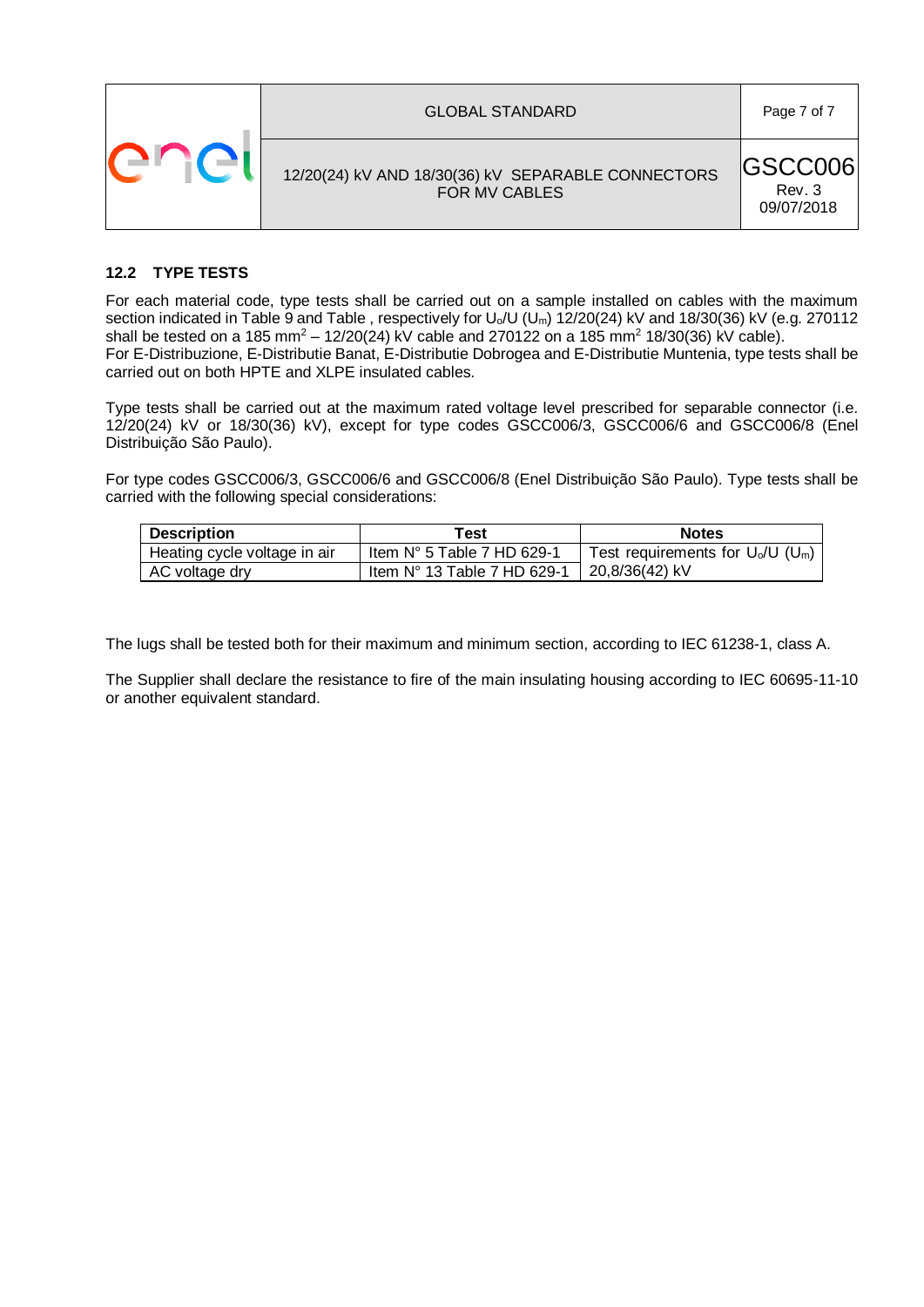### 12.2 TYPE TESTS

For each material code, type tests shall be carried out on a sample installed on cables with the maximum section indicated in Table 9 and Table , respectively for $U_o/U$ ($U_m$) 12/20(24) kV and 18/30(36) kV (e.g. 270112 shall be tested on a 185 mm$^2$ – 12/20(24) kV cable and 270122 on a 185 mm$^2$ 18/30(36) kV cable).
For E-Distribuzione, E-Distributie Banat, E-Distributie Dobrogea and E-Distributie Muntenia, type tests shall be carried out on both HPTE and XLPE insulated cables.

Type tests shall be carried out at the maximum rated voltage level prescribed for separable connector (i.e. 12/20(24) kV or 18/30(36) kV), except for type codes GSCC006/3, GSCC006/6 and GSCC006/8 (Enel Distribuição São Paulo).

For type codes GSCC006/3, GSCC006/6 and GSCC006/8 (Enel Distribuição São Paulo). Type tests shall be carried with the following special considerations:

| Description | Test | Notes |
|---|---|---|
| Heating cycle voltage in air | Item N° 5 Table 7 HD 629-1 | Test requirements for $U_o/U$ ($U_m$) |
| AC voltage dry | Item N° 13 Table 7 HD 629-1 | 20,8/36(42) kV |

The lugs shall be tested both for their maximum and minimum section, according to IEC 61238-1, class A.

The Supplier shall declare the resistance to fire of the main insulating housing according to IEC 60695-11-10 or another equivalent standard.